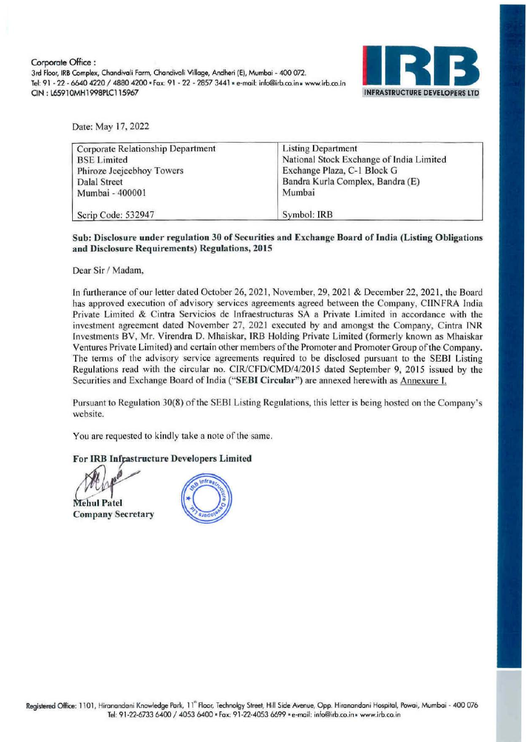Corporate Office :
3rd Floor, IRB Complex, Chandivali Farm, Chandivali Village, Andheri (E), Mumbai - 400 072.
Tel: 91 - 22 - 6640 4220 / 4880 4200 • Fax: 91 - 22 - 2857 3441 • e-mail: info@irb.co.in • www.irb.co.in
CIN : L65910MH1998PLC115967

IRB INFRASTRUCTURE DEVELOPERS LTD

Date: May 17, 2022

| Corporate Relationship Department<br>BSE Limited<br>Phiroze Jeejeebhoy Towers<br>Dalal Street<br>Mumbai - 400001 | Listing Department<br>National Stock Exchange of India Limited<br>Exchange Plaza, C-1 Block G<br>Bandra Kurla Complex, Bandra (E)<br>Mumbai |
|---|---|
| Scrip Code: 532947 | Symbol: IRB |

**Sub: Disclosure under regulation 30 of Securities and Exchange Board of India (Listing Obligations and Disclosure Requirements) Regulations, 2015**

Dear Sir / Madam,

In furtherance of our letter dated October 26, 2021, November, 29, 2021 & December 22, 2021, the Board has approved execution of advisory services agreements agreed between the Company, CIINFRA India Private Limited & Cintra Servicios de Infraestructuras SA a Private Limited in accordance with the investment agreement dated November 27, 2021 executed by and amongst the Company, Cintra INR Investments BV, Mr. Virendra D. Mhaiskar, IRB Holding Private Limited (formerly known as Mhaiskar Ventures Private Limited) and certain other members of the Promoter and Promoter Group of the Company. The terms of the advisory service agreements required to be disclosed pursuant to the SEBI Listing Regulations read with the circular no. CIR/CFD/CMD/4/2015 dated September 9, 2015 issued by the Securities and Exchange Board of India ("**SEBI Circular**") are annexed herewith as Annexure I.

Pursuant to Regulation 30(8) of the SEBI Listing Regulations, this letter is being hosted on the Company's website.

You are requested to kindly take a note of the same.

**For IRB Infrastructure Developers Limited**

**Mehul Patel**
**Company Secretary**

Registered Office: 1101, Hiranandani Knowledge Park, 11th Floor, Technolgy Street, Hill Side Avenue, Opp. Hiranandani Hospital, Powai, Mumbai - 400 076
Tel: 91-22-6733 6400 / 4053 6400 • Fax: 91-22-4053 6699 • e-mail: info@irb.co.in • www.irb.co.in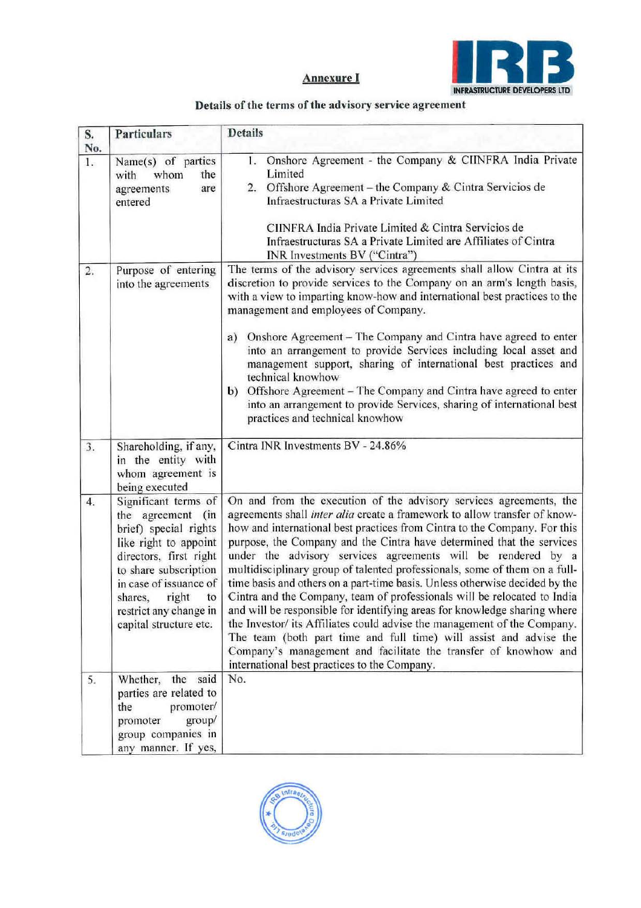**Annexure I**

**Details of the terms of the advisory service agreement**

| S. No. | Particulars | Details |
|---|---|---|
| 1. | Name(s) of parties with whom the agreements are entered | 1. Onshore Agreement - the Company & CIINFRA India Private Limited<br>2. Offshore Agreement – the Company & Cintra Servicios de Infraestructuras SA a Private Limited<br><br>CIINFRA India Private Limited & Cintra Servicios de Infraestructuras SA a Private Limited are Affiliates of Cintra INR Investments BV ("Cintra") |
| 2. | Purpose of entering into the agreements | The terms of the advisory services agreements shall allow Cintra at its discretion to provide services to the Company on an arm's length basis, with a view to imparting know-how and international best practices to the management and employees of Company.<br><br>a) Onshore Agreement – The Company and Cintra have agreed to enter into an arrangement to provide Services including local asset and management support, sharing of international best practices and technical knowhow<br>b) Offshore Agreement – The Company and Cintra have agreed to enter into an arrangement to provide Services, sharing of international best practices and technical knowhow |
| 3. | Shareholding, if any, in the entity with whom agreement is being executed | Cintra INR Investments BV - 24.86% |
| 4. | Significant terms of the agreement (in brief) special rights like right to appoint directors, first right to share subscription in case of issuance of shares, right to restrict any change in capital structure etc. | On and from the execution of the advisory services agreements, the agreements shall *inter alia* create a framework to allow transfer of know-how and international best practices from Cintra to the Company. For this purpose, the Company and the Cintra have determined that the services under the advisory services agreements will be rendered by a multidisciplinary group of talented professionals, some of them on a full-time basis and others on a part-time basis. Unless otherwise decided by the Cintra and the Company, team of professionals will be relocated to India and will be responsible for identifying areas for knowledge sharing where the Investor/ its Affiliates could advise the management of the Company. The team (both part time and full time) will assist and advise the Company's management and facilitate the transfer of knowhow and international best practices to the Company. |
| 5. | Whether, the said parties are related to the promoter/ promoter group/ group companies in any manner. If yes, | No. |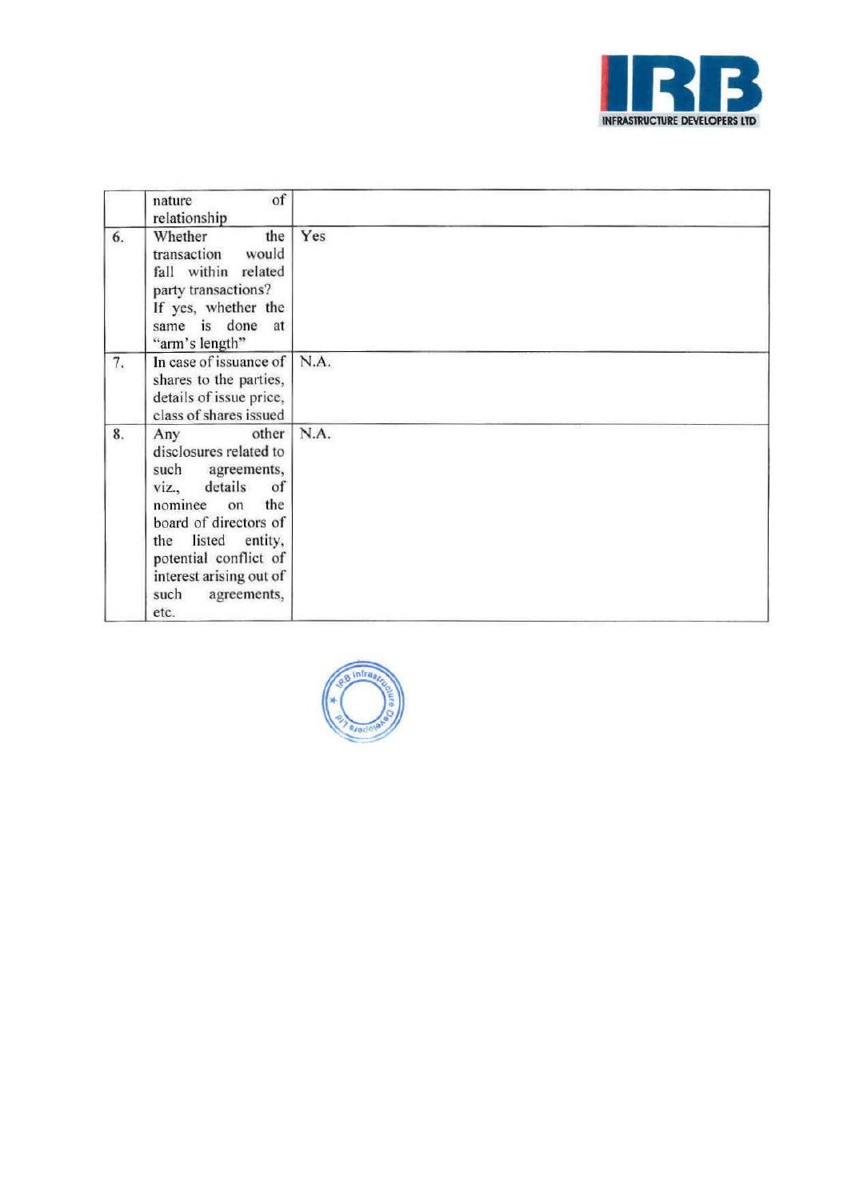| | | |
|---|---|---|
| | nature of relationship | |
| 6. | Whether the transaction would fall within related party transactions? If yes, whether the same is done at "arm's length" | Yes |
| 7. | In case of issuance of shares to the parties, details of issue price, class of shares issued | N.A. |
| 8. | Any other disclosures related to such agreements, viz., details of nominee on the board of directors of the listed entity, potential conflict of interest arising out of such agreements, etc. | N.A. |